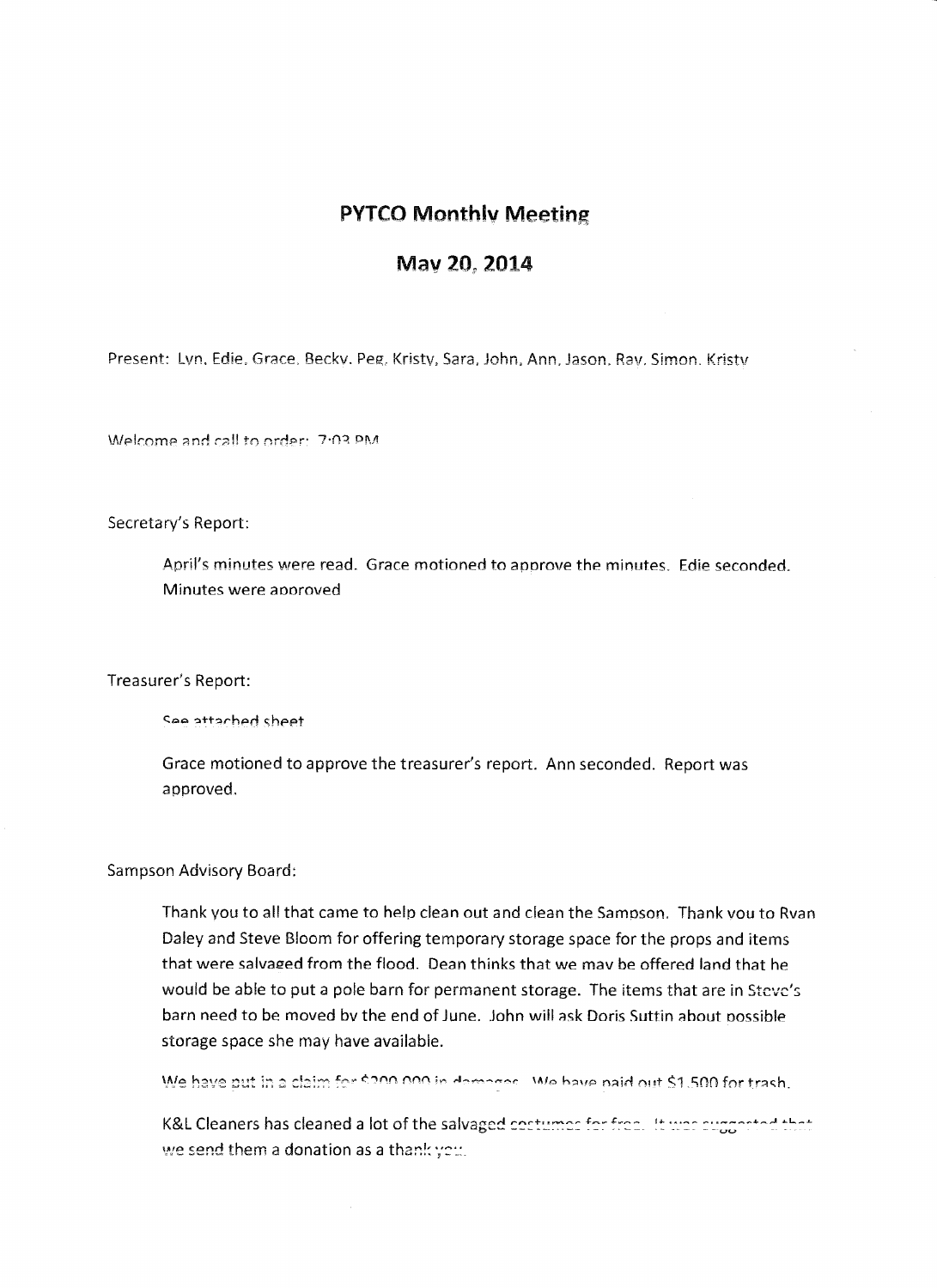# PYTCO Monthly Meeting

## May 20, 2014

Present: Lyn, Edie, Grace, Becky, Peg, Kristy, Sara, John, Ann, Jason, Ray, Simon, Kristy

Welcome and call to order: 7:03 PM

Secretary's Report:

April's minutes were read. Grace motioned to approve the minutes. Edie seconded. Minutes were approved

Treasurer's Report:

See attached sheet

Grace motioned to approve the treasurer's report. Ann seconded. Report was approved.

Sampson Advisory Board:

Thank you to all that came to help clean out and clean the Sampson. Thank you to Ryan Daley and Steve Bloom for offering temporary storage space for the props and items that were salvaged from the flood. Dean thinks that we may be offered land that he would be able to put a pole barn for permanent storage. The items that are in Steve's barn need to be moved by the end of June. John will ask Doris Suttin about possible storage space she may have available.

We have put in a claim for $200,000 in damages. We have paid out $1,500 for trash.

K&L Cleaners has cleaned a lot of the salvaged costumes for free. It was suggested that we send them a donation as a thank you.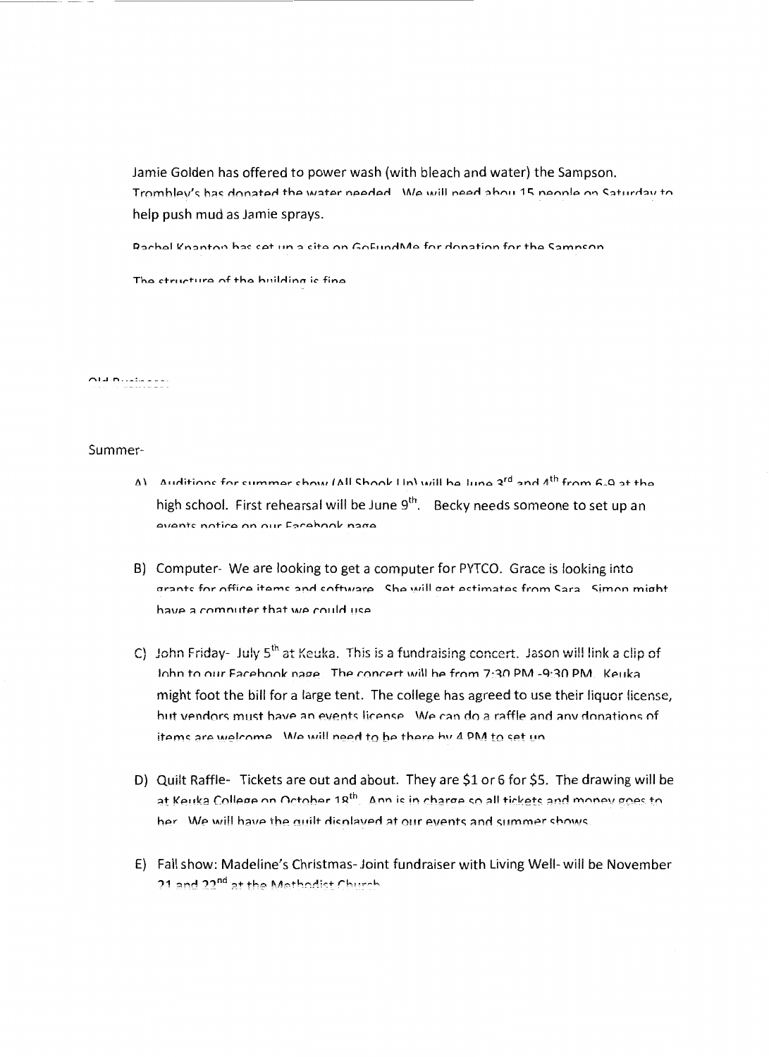Jamie Golden has offered to power wash (with bleach and water) the Sampson. Trombley's has donated the water needed. We will need abou 15 people on Saturday to help push mud as Jamie sprays.

Rachel Knapton has set up a site on GoFundMe for donation for the Sampson.

The structure of the building is fine.

Old Business:

Summer-

A) Auditions for summer show (All Shook Up) will be June 3rd and 4th from 6-9 at the high school. First rehearsal will be June 9th. Becky needs someone to set up an events notice on our Facebook page.

B) Computer- We are looking to get a computer for PYTCO. Grace is looking into grants for office items and software. She will get estimates from Sara. Simon might have a computer that we could use.

C) John Friday- July 5th at Keuka. This is a fundraising concert. Jason will link a clip of John to our Facebook page. The concert will be from 7:30 PM -9:30 PM. Keuka might foot the bill for a large tent. The college has agreed to use their liquor license, but vendors must have an events license. We can do a raffle and any donations of items are welcome. We will need to be there by 4 PM to set up.

D) Quilt Raffle- Tickets are out and about. They are $1 or 6 for $5. The drawing will be at Keuka College on October 18th. Ann is in charge so all tickets and money goes to her. We will have the quilt displayed at our events and summer shows.

E) Fall show: Madeline's Christmas- Joint fundraiser with Living Well- will be November 21 and 22nd at the Methodist Church.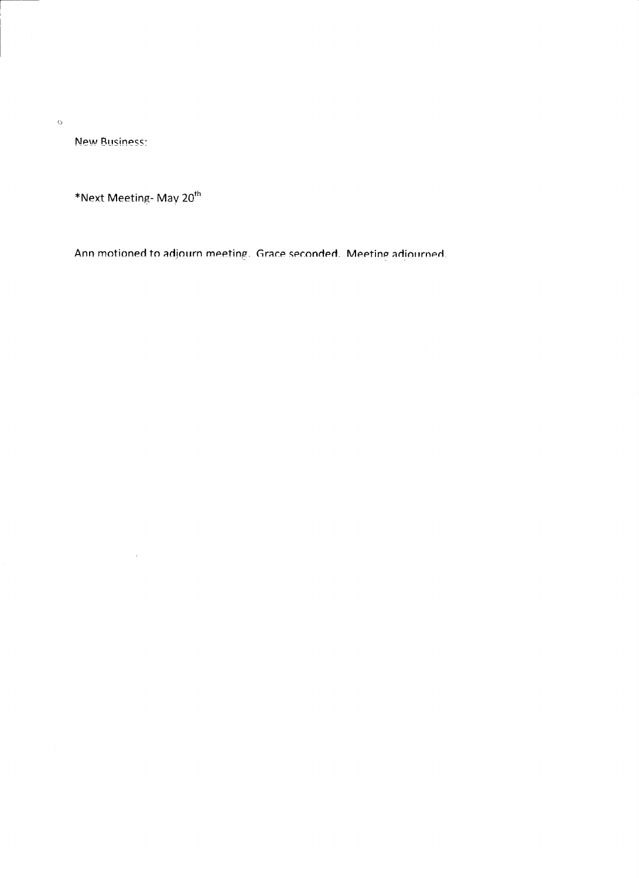New Business:

*Next Meeting- May 20th

Ann motioned to adjourn meeting. Grace seconded. Meeting adjourned.